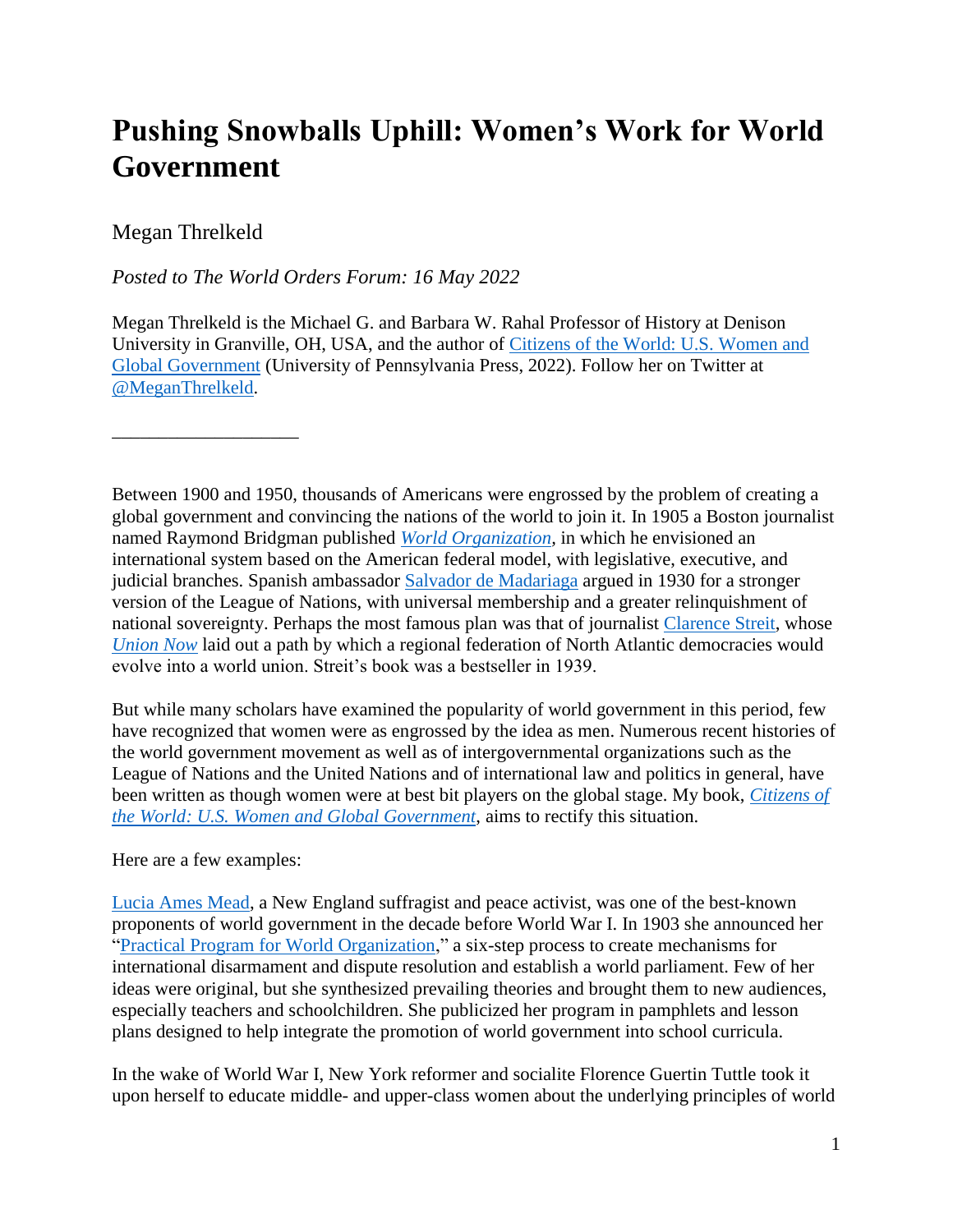# Pushing Snowballs Uphill: Women's Work for World Government

Megan Threlkeld

*Posted to The World Orders Forum: 16 May 2022*

Megan Threlkeld is the Michael G. and Barbara W. Rahal Professor of History at Denison University in Granville, OH, USA, and the author of Citizens of the World: U.S. Women and Global Government (University of Pennsylvania Press, 2022). Follow her on Twitter at @MeganThrelkeld.

---

Between 1900 and 1950, thousands of Americans were engrossed by the problem of creating a global government and convincing the nations of the world to join it. In 1905 a Boston journalist named Raymond Bridgman published *World Organization*, in which he envisioned an international system based on the American federal model, with legislative, executive, and judicial branches. Spanish ambassador Salvador de Madariaga argued in 1930 for a stronger version of the League of Nations, with universal membership and a greater relinquishment of national sovereignty. Perhaps the most famous plan was that of journalist Clarence Streit, whose *Union Now* laid out a path by which a regional federation of North Atlantic democracies would evolve into a world union. Streit's book was a bestseller in 1939.

But while many scholars have examined the popularity of world government in this period, few have recognized that women were as engrossed by the idea as men. Numerous recent histories of the world government movement as well as of intergovernmental organizations such as the League of Nations and the United Nations and of international law and politics in general, have been written as though women were at best bit players on the global stage. My book, *Citizens of the World: U.S. Women and Global Government*, aims to rectify this situation.

Here are a few examples:

Lucia Ames Mead, a New England suffragist and peace activist, was one of the best-known proponents of world government in the decade before World War I. In 1903 she announced her "Practical Program for World Organization," a six-step process to create mechanisms for international disarmament and dispute resolution and establish a world parliament. Few of her ideas were original, but she synthesized prevailing theories and brought them to new audiences, especially teachers and schoolchildren. She publicized her program in pamphlets and lesson plans designed to help integrate the promotion of world government into school curricula.

In the wake of World War I, New York reformer and socialite Florence Guertin Tuttle took it upon herself to educate middle- and upper-class women about the underlying principles of world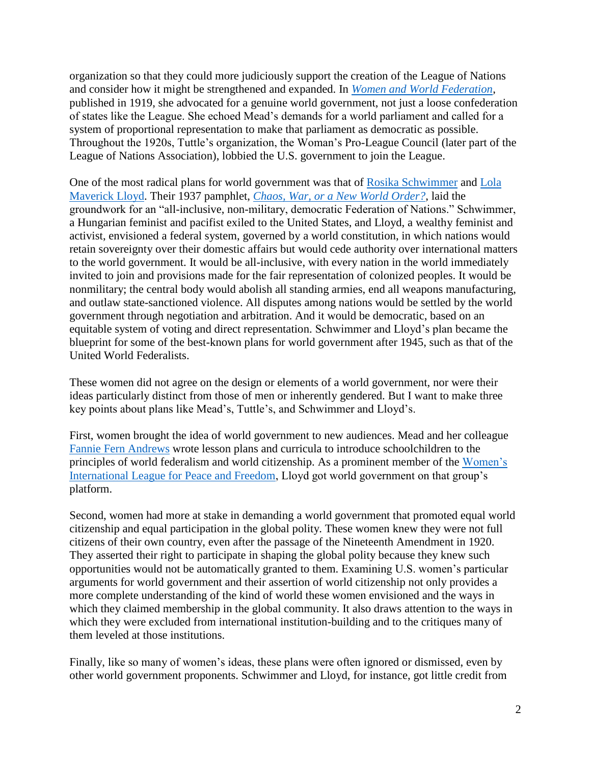organization so that they could more judiciously support the creation of the League of Nations and consider how it might be strengthened and expanded. In *Women and World Federation*, published in 1919, she advocated for a genuine world government, not just a loose confederation of states like the League. She echoed Mead's demands for a world parliament and called for a system of proportional representation to make that parliament as democratic as possible. Throughout the 1920s, Tuttle's organization, the Woman's Pro-League Council (later part of the League of Nations Association), lobbied the U.S. government to join the League.

One of the most radical plans for world government was that of Rosika Schwimmer and Lola Maverick Lloyd. Their 1937 pamphlet, *Chaos, War, or a New World Order?*, laid the groundwork for an "all-inclusive, non-military, democratic Federation of Nations." Schwimmer, a Hungarian feminist and pacifist exiled to the United States, and Lloyd, a wealthy feminist and activist, envisioned a federal system, governed by a world constitution, in which nations would retain sovereignty over their domestic affairs but would cede authority over international matters to the world government. It would be all-inclusive, with every nation in the world immediately invited to join and provisions made for the fair representation of colonized peoples. It would be nonmilitary; the central body would abolish all standing armies, end all weapons manufacturing, and outlaw state-sanctioned violence. All disputes among nations would be settled by the world government through negotiation and arbitration. And it would be democratic, based on an equitable system of voting and direct representation. Schwimmer and Lloyd's plan became the blueprint for some of the best-known plans for world government after 1945, such as that of the United World Federalists.

These women did not agree on the design or elements of a world government, nor were their ideas particularly distinct from those of men or inherently gendered. But I want to make three key points about plans like Mead's, Tuttle's, and Schwimmer and Lloyd's.

First, women brought the idea of world government to new audiences. Mead and her colleague Fannie Fern Andrews wrote lesson plans and curricula to introduce schoolchildren to the principles of world federalism and world citizenship. As a prominent member of the Women's International League for Peace and Freedom, Lloyd got world government on that group's platform.

Second, women had more at stake in demanding a world government that promoted equal world citizenship and equal participation in the global polity. These women knew they were not full citizens of their own country, even after the passage of the Nineteenth Amendment in 1920. They asserted their right to participate in shaping the global polity because they knew such opportunities would not be automatically granted to them. Examining U.S. women's particular arguments for world government and their assertion of world citizenship not only provides a more complete understanding of the kind of world these women envisioned and the ways in which they claimed membership in the global community. It also draws attention to the ways in which they were excluded from international institution-building and to the critiques many of them leveled at those institutions.

Finally, like so many of women's ideas, these plans were often ignored or dismissed, even by other world government proponents. Schwimmer and Lloyd, for instance, got little credit from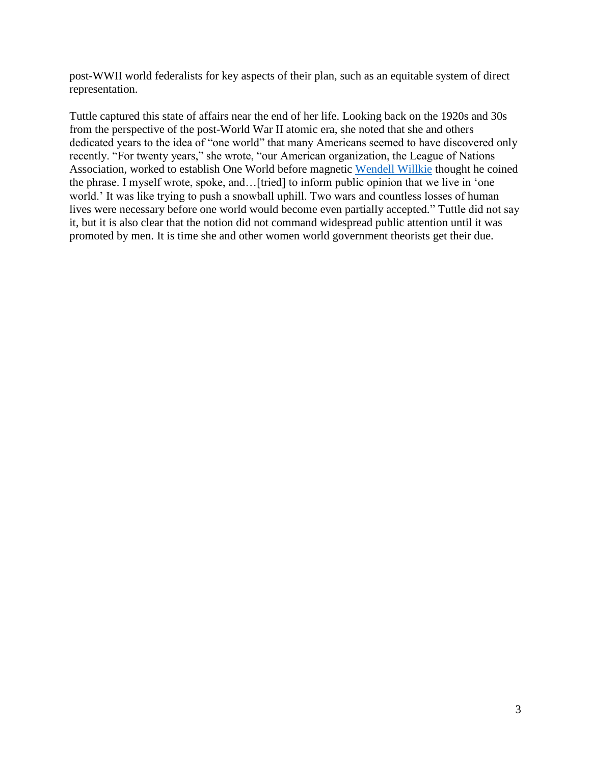post-WWII world federalists for key aspects of their plan, such as an equitable system of direct representation.

Tuttle captured this state of affairs near the end of her life. Looking back on the 1920s and 30s from the perspective of the post-World War II atomic era, she noted that she and others dedicated years to the idea of "one world" that many Americans seemed to have discovered only recently. "For twenty years," she wrote, "our American organization, the League of Nations Association, worked to establish One World before magnetic Wendell Willkie thought he coined the phrase. I myself wrote, spoke, and…[tried] to inform public opinion that we live in 'one world.' It was like trying to push a snowball uphill. Two wars and countless losses of human lives were necessary before one world would become even partially accepted." Tuttle did not say it, but it is also clear that the notion did not command widespread public attention until it was promoted by men. It is time she and other women world government theorists get their due.